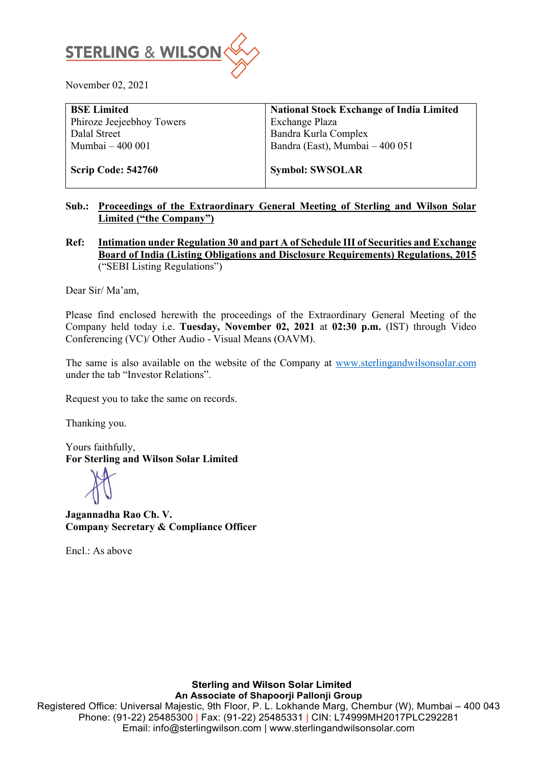STERLING & WILSON

November 02, 2021

| **BSE Limited** | **National Stock Exchange of India Limited** |
|---|---|
| Phiroze Jeejeebhoy Towers | Exchange Plaza |
| Dalal Street | Bandra Kurla Complex |
| Mumbai – 400 001 | Bandra (East), Mumbai – 400 051 |
| **Scrip Code: 542760** | **Symbol: SWSOLAR** |

**Sub.:** **Proceedings of the Extraordinary General Meeting of Sterling and Wilson Solar Limited ("the Company")**

**Ref:** **Intimation under Regulation 30 and part A of Schedule III of Securities and Exchange Board of India (Listing Obligations and Disclosure Requirements) Regulations, 2015** ("SEBI Listing Regulations")

Dear Sir/ Ma'am,

Please find enclosed herewith the proceedings of the Extraordinary General Meeting of the Company held today i.e. **Tuesday, November 02, 2021** at **02:30 p.m.** (IST) through Video Conferencing (VC)/ Other Audio - Visual Means (OAVM).

The same is also available on the website of the Company at www.sterlingandwilsonsolar.com under the tab "Investor Relations".

Request you to take the same on records.

Thanking you.

Yours faithfully,
**For Sterling and Wilson Solar Limited**

**Jagannadha Rao Ch. V.**
**Company Secretary & Compliance Officer**

Encl.: As above

**Sterling and Wilson Solar Limited**
**An Associate of Shapoorji Pallonji Group**
Registered Office: Universal Majestic, 9th Floor, P. L. Lokhande Marg, Chembur (W), Mumbai – 400 043
Phone: (91-22) 25485300 | Fax: (91-22) 25485331 | CIN: L74999MH2017PLC292281
Email: info@sterlingwilson.com | www.sterlingandwilsonsolar.com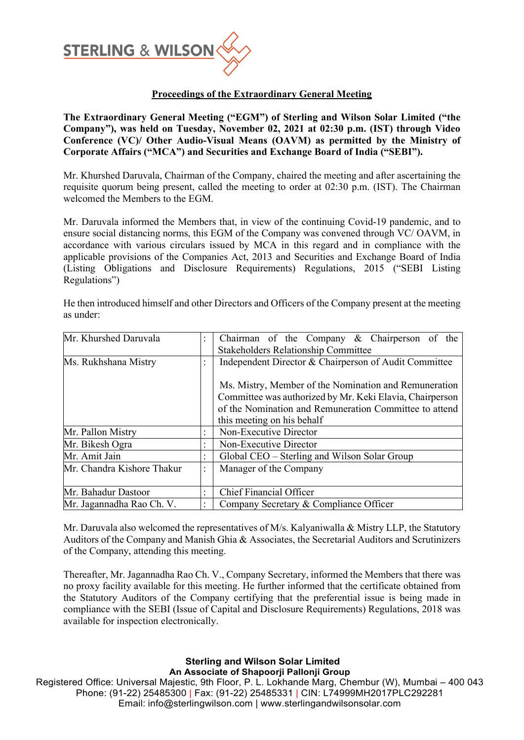## Proceedings of the Extraordinary General Meeting

**The Extraordinary General Meeting ("EGM") of Sterling and Wilson Solar Limited ("the Company"), was held on Tuesday, November 02, 2021 at 02:30 p.m. (IST) through Video Conference (VC)/ Other Audio-Visual Means (OAVM) as permitted by the Ministry of Corporate Affairs ("MCA") and Securities and Exchange Board of India ("SEBI").**

Mr. Khurshed Daruvala, Chairman of the Company, chaired the meeting and after ascertaining the requisite quorum being present, called the meeting to order at 02:30 p.m. (IST). The Chairman welcomed the Members to the EGM.

Mr. Daruvala informed the Members that, in view of the continuing Covid-19 pandemic, and to ensure social distancing norms, this EGM of the Company was convened through VC/ OAVM, in accordance with various circulars issued by MCA in this regard and in compliance with the applicable provisions of the Companies Act, 2013 and Securities and Exchange Board of India (Listing Obligations and Disclosure Requirements) Regulations, 2015 ("SEBI Listing Regulations")

He then introduced himself and other Directors and Officers of the Company present at the meeting as under:

| | | |
|---|---|---|
| Mr. Khurshed Daruvala | : | Chairman of the Company & Chairperson of the Stakeholders Relationship Committee |
| Ms. Rukhshana Mistry | : | Independent Director & Chairperson of Audit Committee<br><br>Ms. Mistry, Member of the Nomination and Remuneration Committee was authorized by Mr. Keki Elavia, Chairperson of the Nomination and Remuneration Committee to attend this meeting on his behalf |
| Mr. Pallon Mistry | : | Non-Executive Director |
| Mr. Bikesh Ogra | : | Non-Executive Director |
| Mr. Amit Jain | : | Global CEO – Sterling and Wilson Solar Group |
| Mr. Chandra Kishore Thakur | : | Manager of the Company |
| Mr. Bahadur Dastoor | : | Chief Financial Officer |
| Mr. Jagannadha Rao Ch. V. | : | Company Secretary & Compliance Officer |

Mr. Daruvala also welcomed the representatives of M/s. Kalyaniwalla & Mistry LLP, the Statutory Auditors of the Company and Manish Ghia & Associates, the Secretarial Auditors and Scrutinizers of the Company, attending this meeting.

Thereafter, Mr. Jagannadha Rao Ch. V., Company Secretary, informed the Members that there was no proxy facility available for this meeting. He further informed that the certificate obtained from the Statutory Auditors of the Company certifying that the preferential issue is being made in compliance with the SEBI (Issue of Capital and Disclosure Requirements) Regulations, 2018 was available for inspection electronically.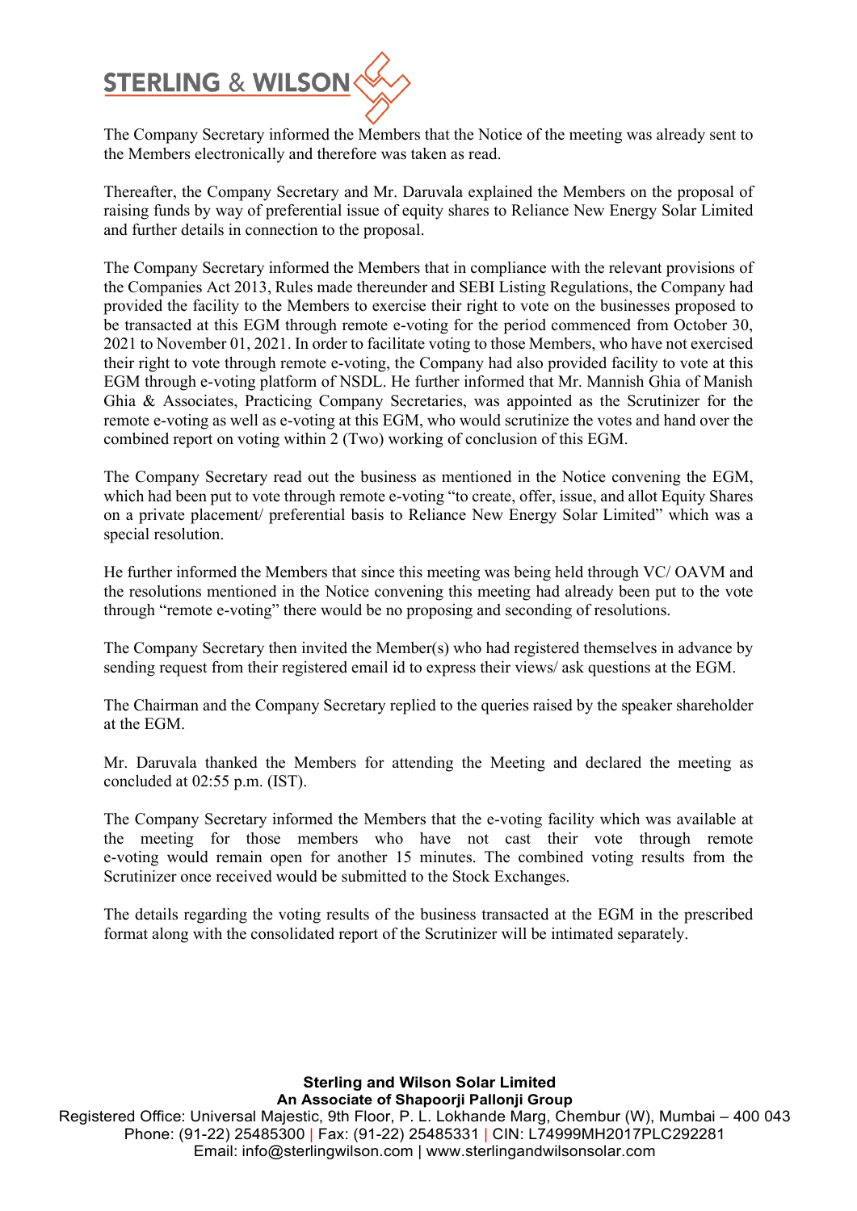The Company Secretary informed the Members that the Notice of the meeting was already sent to the Members electronically and therefore was taken as read.

Thereafter, the Company Secretary and Mr. Daruvala explained the Members on the proposal of raising funds by way of preferential issue of equity shares to Reliance New Energy Solar Limited and further details in connection to the proposal.

The Company Secretary informed the Members that in compliance with the relevant provisions of the Companies Act 2013, Rules made thereunder and SEBI Listing Regulations, the Company had provided the facility to the Members to exercise their right to vote on the businesses proposed to be transacted at this EGM through remote e-voting for the period commenced from October 30, 2021 to November 01, 2021. In order to facilitate voting to those Members, who have not exercised their right to vote through remote e-voting, the Company had also provided facility to vote at this EGM through e-voting platform of NSDL. He further informed that Mr. Mannish Ghia of Manish Ghia & Associates, Practicing Company Secretaries, was appointed as the Scrutinizer for the remote e-voting as well as e-voting at this EGM, who would scrutinize the votes and hand over the combined report on voting within 2 (Two) working of conclusion of this EGM.

The Company Secretary read out the business as mentioned in the Notice convening the EGM, which had been put to vote through remote e-voting "to create, offer, issue, and allot Equity Shares on a private placement/ preferential basis to Reliance New Energy Solar Limited" which was a special resolution.

He further informed the Members that since this meeting was being held through VC/ OAVM and the resolutions mentioned in the Notice convening this meeting had already been put to the vote through "remote e-voting" there would be no proposing and seconding of resolutions.

The Company Secretary then invited the Member(s) who had registered themselves in advance by sending request from their registered email id to express their views/ ask questions at the EGM.

The Chairman and the Company Secretary replied to the queries raised by the speaker shareholder at the EGM.

Mr. Daruvala thanked the Members for attending the Meeting and declared the meeting as concluded at 02:55 p.m. (IST).

The Company Secretary informed the Members that the e-voting facility which was available at the meeting for those members who have not cast their vote through remote e-voting would remain open for another 15 minutes. The combined voting results from the Scrutinizer once received would be submitted to the Stock Exchanges.

The details regarding the voting results of the business transacted at the EGM in the prescribed format along with the consolidated report of the Scrutinizer will be intimated separately.